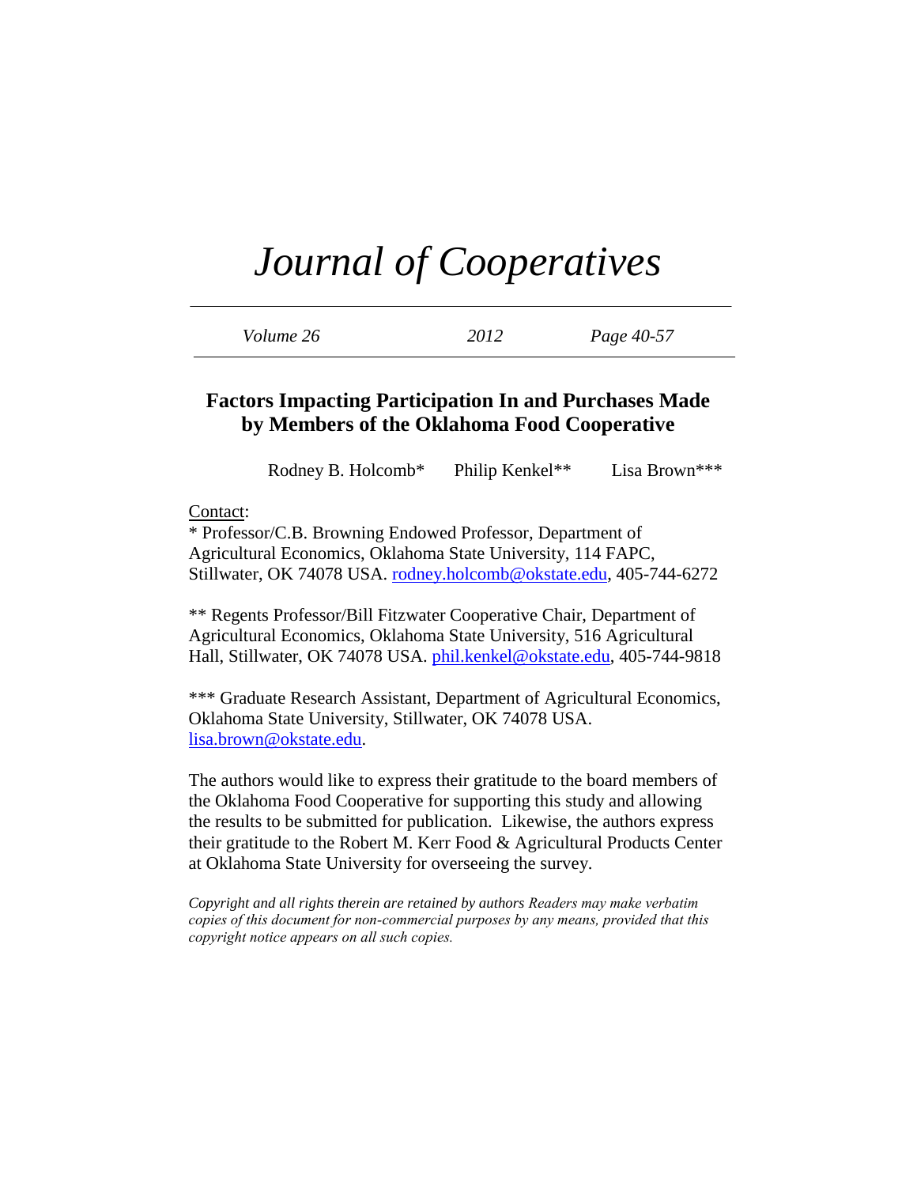# *Journal of Cooperatives*

| *Volume 26* | *2012* | *Page 40-57* |
|---|---|---|

## Factors Impacting Participation In and Purchases Made by Members of the Oklahoma Food Cooperative

Rodney B. Holcomb*     Philip Kenkel**     Lisa Brown***

Contact:

* Professor/C.B. Browning Endowed Professor, Department of Agricultural Economics, Oklahoma State University, 114 FAPC, Stillwater, OK 74078 USA. rodney.holcomb@okstate.edu, 405-744-6272

** Regents Professor/Bill Fitzwater Cooperative Chair, Department of Agricultural Economics, Oklahoma State University, 516 Agricultural Hall, Stillwater, OK 74078 USA. phil.kenkel@okstate.edu, 405-744-9818

*** Graduate Research Assistant, Department of Agricultural Economics, Oklahoma State University, Stillwater, OK 74078 USA. lisa.brown@okstate.edu.

The authors would like to express their gratitude to the board members of the Oklahoma Food Cooperative for supporting this study and allowing the results to be submitted for publication. Likewise, the authors express their gratitude to the Robert M. Kerr Food & Agricultural Products Center at Oklahoma State University for overseeing the survey.

*Copyright and all rights therein are retained by authors Readers may make verbatim copies of this document for non-commercial purposes by any means, provided that this copyright notice appears on all such copies.*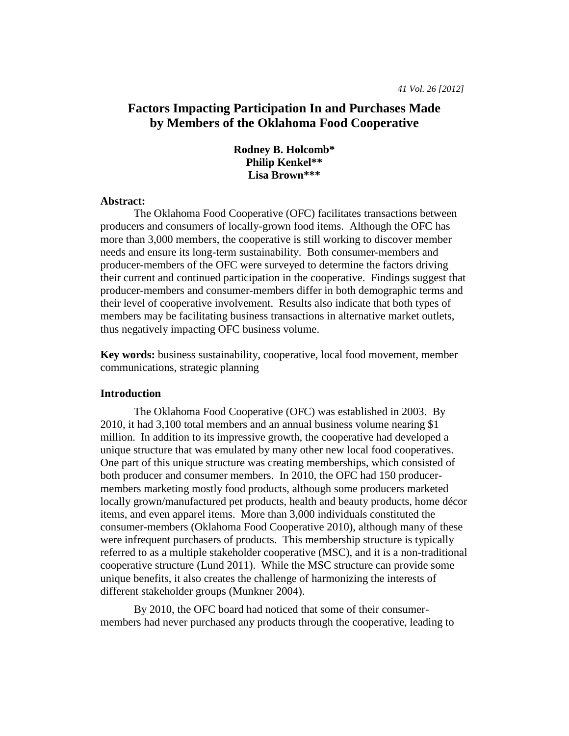# Factors Impacting Participation In and Purchases Made by Members of the Oklahoma Food Cooperative

**Rodney B. Holcomb*
Philip Kenkel**
Lisa Brown*****

**Abstract:**

The Oklahoma Food Cooperative (OFC) facilitates transactions between producers and consumers of locally-grown food items. Although the OFC has more than 3,000 members, the cooperative is still working to discover member needs and ensure its long-term sustainability. Both consumer-members and producer-members of the OFC were surveyed to determine the factors driving their current and continued participation in the cooperative. Findings suggest that producer-members and consumer-members differ in both demographic terms and their level of cooperative involvement. Results also indicate that both types of members may be facilitating business transactions in alternative market outlets, thus negatively impacting OFC business volume.

**Key words:** business sustainability, cooperative, local food movement, member communications, strategic planning

### Introduction

The Oklahoma Food Cooperative (OFC) was established in 2003. By 2010, it had 3,100 total members and an annual business volume nearing $1 million. In addition to its impressive growth, the cooperative had developed a unique structure that was emulated by many other new local food cooperatives. One part of this unique structure was creating memberships, which consisted of both producer and consumer members. In 2010, the OFC had 150 producer-members marketing mostly food products, although some producers marketed locally grown/manufactured pet products, health and beauty products, home décor items, and even apparel items. More than 3,000 individuals constituted the consumer-members (Oklahoma Food Cooperative 2010), although many of these were infrequent purchasers of products. This membership structure is typically referred to as a multiple stakeholder cooperative (MSC), and it is a non-traditional cooperative structure (Lund 2011). While the MSC structure can provide some unique benefits, it also creates the challenge of harmonizing the interests of different stakeholder groups (Munkner 2004).

By 2010, the OFC board had noticed that some of their consumer-members had never purchased any products through the cooperative, leading to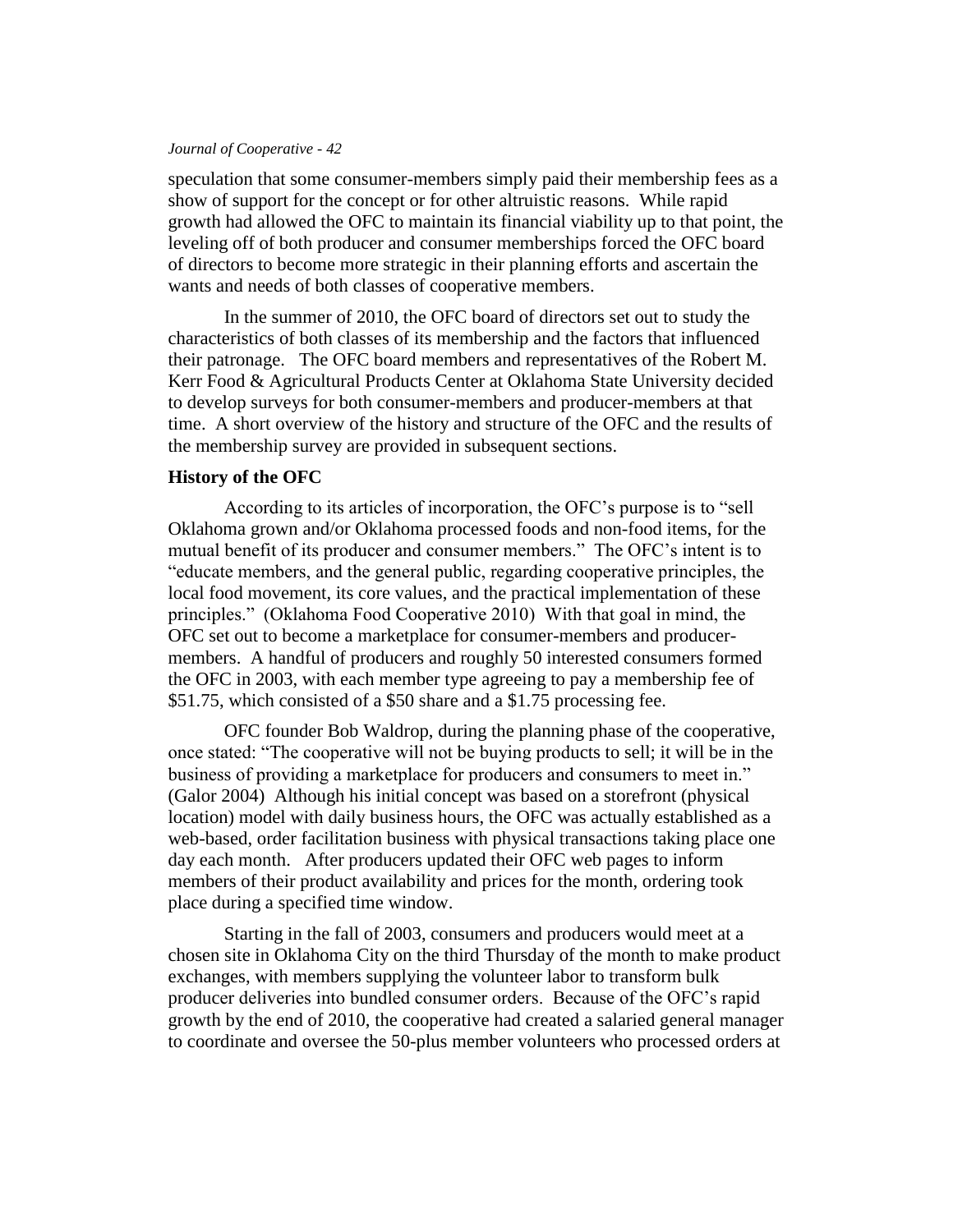speculation that some consumer-members simply paid their membership fees as a show of support for the concept or for other altruistic reasons. While rapid growth had allowed the OFC to maintain its financial viability up to that point, the leveling off of both producer and consumer memberships forced the OFC board of directors to become more strategic in their planning efforts and ascertain the wants and needs of both classes of cooperative members.

In the summer of 2010, the OFC board of directors set out to study the characteristics of both classes of its membership and the factors that influenced their patronage. The OFC board members and representatives of the Robert M. Kerr Food & Agricultural Products Center at Oklahoma State University decided to develop surveys for both consumer-members and producer-members at that time. A short overview of the history and structure of the OFC and the results of the membership survey are provided in subsequent sections.

## History of the OFC

According to its articles of incorporation, the OFC's purpose is to "sell Oklahoma grown and/or Oklahoma processed foods and non-food items, for the mutual benefit of its producer and consumer members." The OFC's intent is to "educate members, and the general public, regarding cooperative principles, the local food movement, its core values, and the practical implementation of these principles." (Oklahoma Food Cooperative 2010) With that goal in mind, the OFC set out to become a marketplace for consumer-members and producer-members. A handful of producers and roughly 50 interested consumers formed the OFC in 2003, with each member type agreeing to pay a membership fee of $51.75, which consisted of a $50 share and a $1.75 processing fee.

OFC founder Bob Waldrop, during the planning phase of the cooperative, once stated: "The cooperative will not be buying products to sell; it will be in the business of providing a marketplace for producers and consumers to meet in." (Galor 2004) Although his initial concept was based on a storefront (physical location) model with daily business hours, the OFC was actually established as a web-based, order facilitation business with physical transactions taking place one day each month. After producers updated their OFC web pages to inform members of their product availability and prices for the month, ordering took place during a specified time window.

Starting in the fall of 2003, consumers and producers would meet at a chosen site in Oklahoma City on the third Thursday of the month to make product exchanges, with members supplying the volunteer labor to transform bulk producer deliveries into bundled consumer orders. Because of the OFC's rapid growth by the end of 2010, the cooperative had created a salaried general manager to coordinate and oversee the 50-plus member volunteers who processed orders at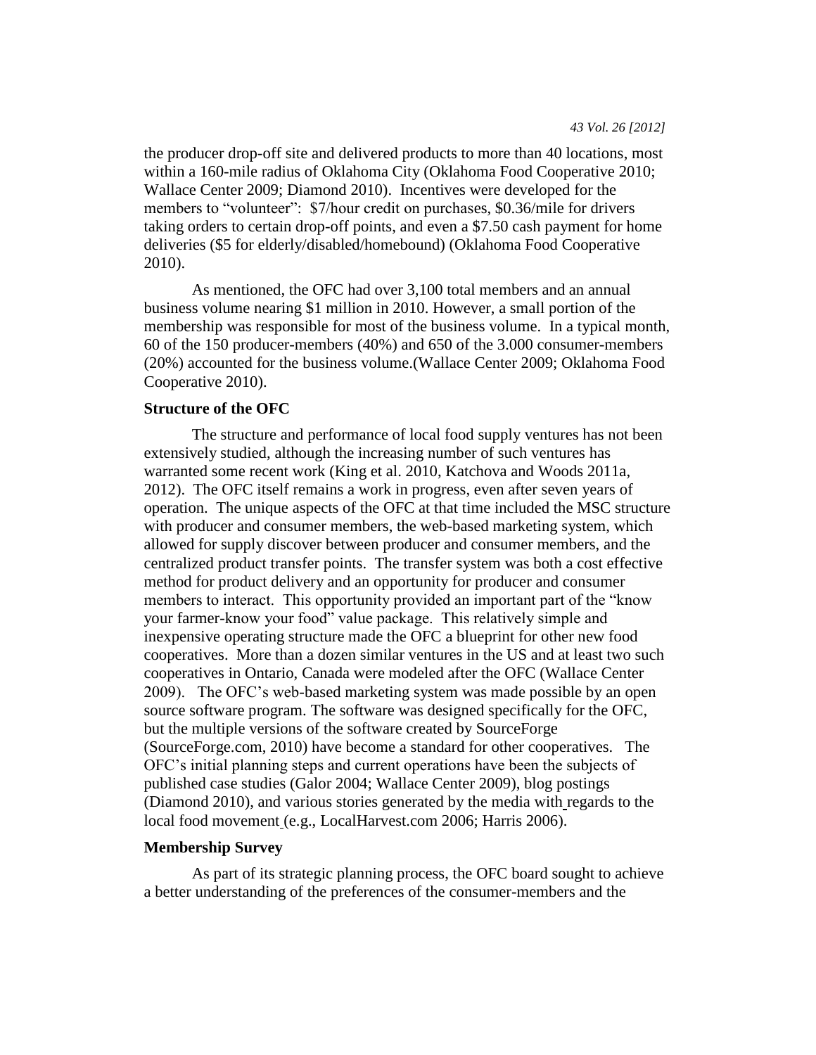the producer drop-off site and delivered products to more than 40 locations, most within a 160-mile radius of Oklahoma City (Oklahoma Food Cooperative 2010; Wallace Center 2009; Diamond 2010). Incentives were developed for the members to "volunteer": $7/hour credit on purchases, $0.36/mile for drivers taking orders to certain drop-off points, and even a $7.50 cash payment for home deliveries ($5 for elderly/disabled/homebound) (Oklahoma Food Cooperative 2010).

As mentioned, the OFC had over 3,100 total members and an annual business volume nearing $1 million in 2010. However, a small portion of the membership was responsible for most of the business volume. In a typical month, 60 of the 150 producer-members (40%) and 650 of the 3.000 consumer-members (20%) accounted for the business volume.(Wallace Center 2009; Oklahoma Food Cooperative 2010).

### Structure of the OFC

The structure and performance of local food supply ventures has not been extensively studied, although the increasing number of such ventures has warranted some recent work (King et al. 2010, Katchova and Woods 2011a, 2012). The OFC itself remains a work in progress, even after seven years of operation. The unique aspects of the OFC at that time included the MSC structure with producer and consumer members, the web-based marketing system, which allowed for supply discover between producer and consumer members, and the centralized product transfer points. The transfer system was both a cost effective method for product delivery and an opportunity for producer and consumer members to interact. This opportunity provided an important part of the "know your farmer-know your food" value package. This relatively simple and inexpensive operating structure made the OFC a blueprint for other new food cooperatives. More than a dozen similar ventures in the US and at least two such cooperatives in Ontario, Canada were modeled after the OFC (Wallace Center 2009). The OFC's web-based marketing system was made possible by an open source software program. The software was designed specifically for the OFC, but the multiple versions of the software created by SourceForge (SourceForge.com, 2010) have become a standard for other cooperatives. The OFC's initial planning steps and current operations have been the subjects of published case studies (Galor 2004; Wallace Center 2009), blog postings (Diamond 2010), and various stories generated by the media with regards to the local food movement (e.g., LocalHarvest.com 2006; Harris 2006).

### Membership Survey

As part of its strategic planning process, the OFC board sought to achieve a better understanding of the preferences of the consumer-members and the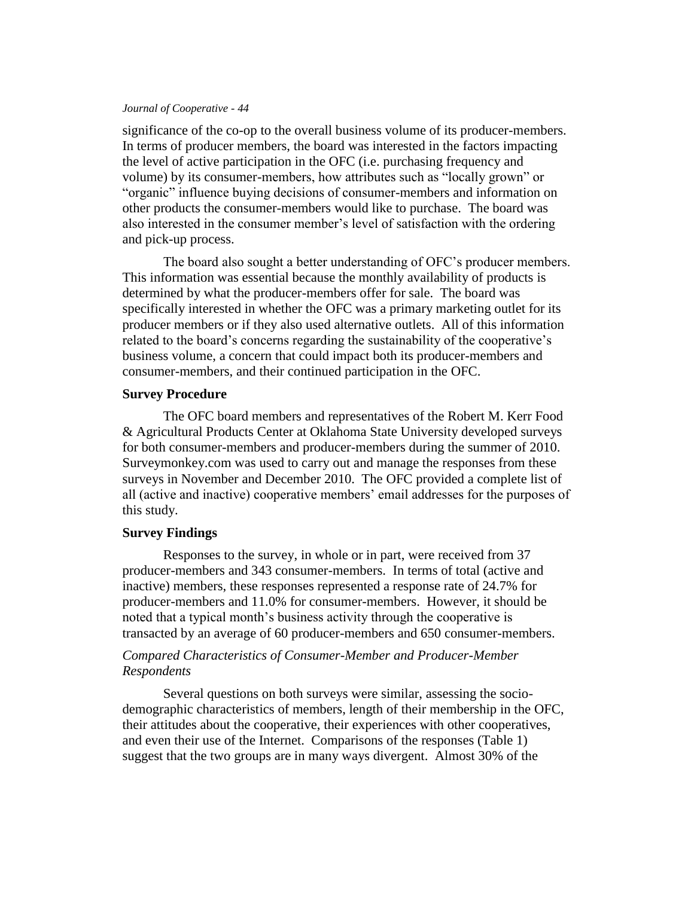significance of the co-op to the overall business volume of its producer-members. In terms of producer members, the board was interested in the factors impacting the level of active participation in the OFC (i.e. purchasing frequency and volume) by its consumer-members, how attributes such as "locally grown" or "organic" influence buying decisions of consumer-members and information on other products the consumer-members would like to purchase. The board was also interested in the consumer member's level of satisfaction with the ordering and pick-up process.

The board also sought a better understanding of OFC's producer members. This information was essential because the monthly availability of products is determined by what the producer-members offer for sale. The board was specifically interested in whether the OFC was a primary marketing outlet for its producer members or if they also used alternative outlets. All of this information related to the board's concerns regarding the sustainability of the cooperative's business volume, a concern that could impact both its producer-members and consumer-members, and their continued participation in the OFC.

### Survey Procedure

The OFC board members and representatives of the Robert M. Kerr Food & Agricultural Products Center at Oklahoma State University developed surveys for both consumer-members and producer-members during the summer of 2010. Surveymonkey.com was used to carry out and manage the responses from these surveys in November and December 2010. The OFC provided a complete list of all (active and inactive) cooperative members' email addresses for the purposes of this study.

### Survey Findings

Responses to the survey, in whole or in part, were received from 37 producer-members and 343 consumer-members. In terms of total (active and inactive) members, these responses represented a response rate of 24.7% for producer-members and 11.0% for consumer-members. However, it should be noted that a typical month's business activity through the cooperative is transacted by an average of 60 producer-members and 650 consumer-members.

#### *Compared Characteristics of Consumer-Member and Producer-Member Respondents*

Several questions on both surveys were similar, assessing the socio-demographic characteristics of members, length of their membership in the OFC, their attitudes about the cooperative, their experiences with other cooperatives, and even their use of the Internet. Comparisons of the responses (Table 1) suggest that the two groups are in many ways divergent. Almost 30% of the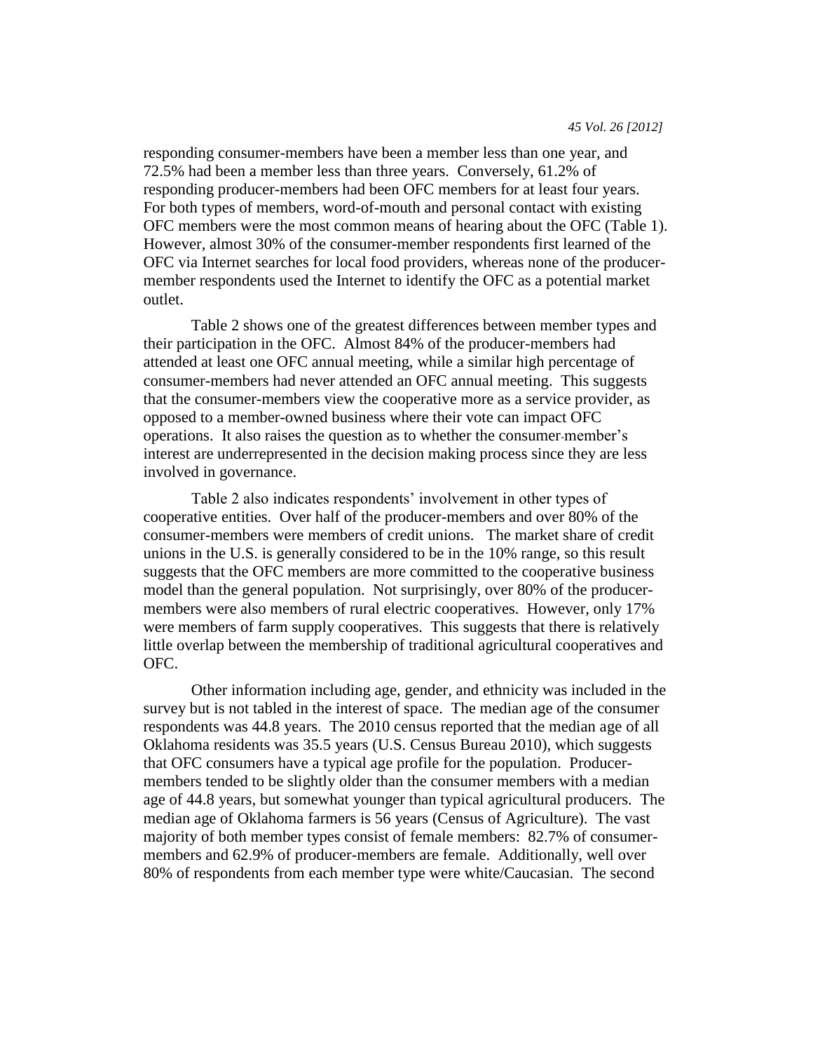responding consumer-members have been a member less than one year, and 72.5% had been a member less than three years. Conversely, 61.2% of responding producer-members had been OFC members for at least four years. For both types of members, word-of-mouth and personal contact with existing OFC members were the most common means of hearing about the OFC (Table 1). However, almost 30% of the consumer-member respondents first learned of the OFC via Internet searches for local food providers, whereas none of the producer-member respondents used the Internet to identify the OFC as a potential market outlet.

Table 2 shows one of the greatest differences between member types and their participation in the OFC. Almost 84% of the producer-members had attended at least one OFC annual meeting, while a similar high percentage of consumer-members had never attended an OFC annual meeting. This suggests that the consumer-members view the cooperative more as a service provider, as opposed to a member-owned business where their vote can impact OFC operations. It also raises the question as to whether the consumer-member's interest are underrepresented in the decision making process since they are less involved in governance.

Table 2 also indicates respondents' involvement in other types of cooperative entities. Over half of the producer-members and over 80% of the consumer-members were members of credit unions. The market share of credit unions in the U.S. is generally considered to be in the 10% range, so this result suggests that the OFC members are more committed to the cooperative business model than the general population. Not surprisingly, over 80% of the producer-members were also members of rural electric cooperatives. However, only 17% were members of farm supply cooperatives. This suggests that there is relatively little overlap between the membership of traditional agricultural cooperatives and OFC.

Other information including age, gender, and ethnicity was included in the survey but is not tabled in the interest of space. The median age of the consumer respondents was 44.8 years. The 2010 census reported that the median age of all Oklahoma residents was 35.5 years (U.S. Census Bureau 2010), which suggests that OFC consumers have a typical age profile for the population. Producer-members tended to be slightly older than the consumer members with a median age of 44.8 years, but somewhat younger than typical agricultural producers. The median age of Oklahoma farmers is 56 years (Census of Agriculture). The vast majority of both member types consist of female members: 82.7% of consumer-members and 62.9% of producer-members are female. Additionally, well over 80% of respondents from each member type were white/Caucasian. The second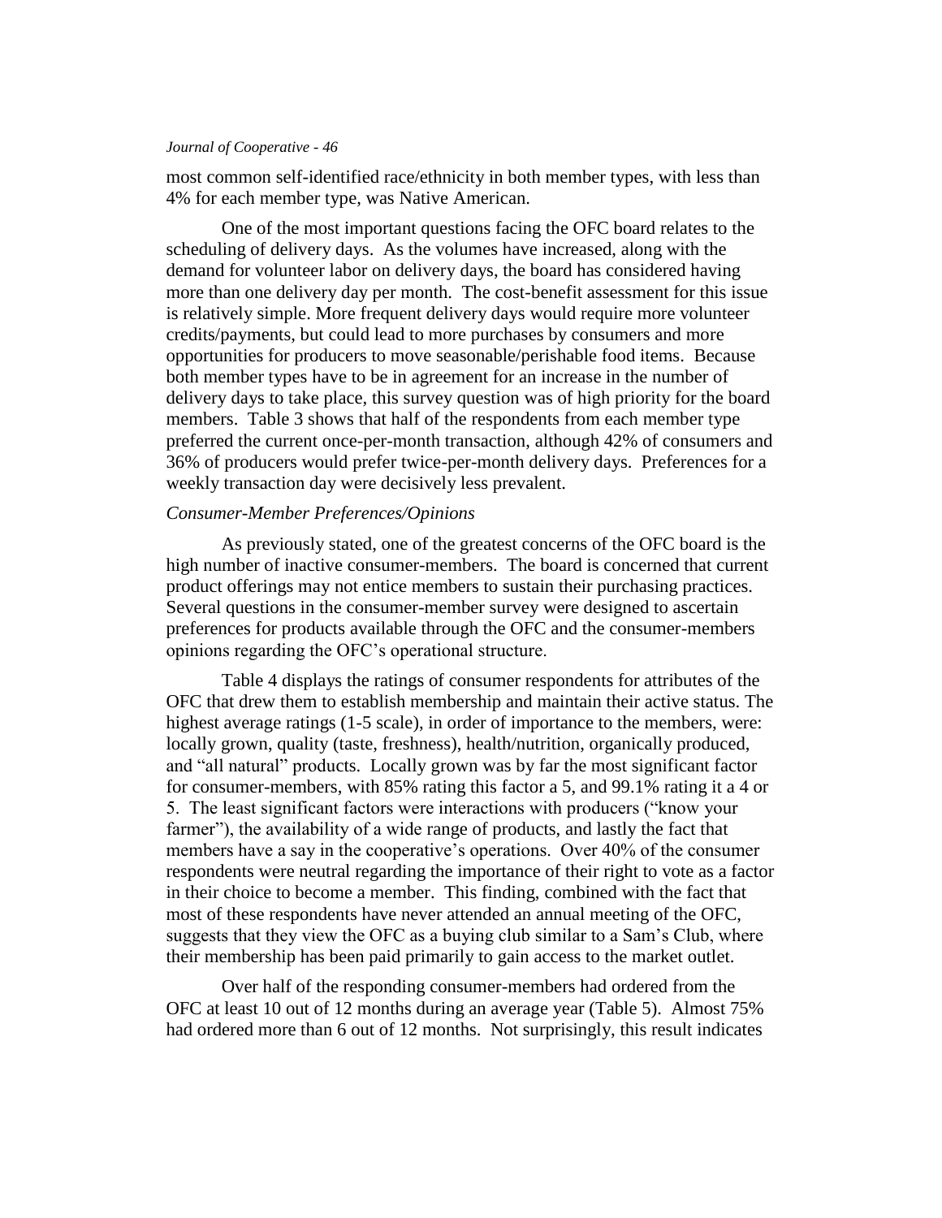most common self-identified race/ethnicity in both member types, with less than 4% for each member type, was Native American.

One of the most important questions facing the OFC board relates to the scheduling of delivery days. As the volumes have increased, along with the demand for volunteer labor on delivery days, the board has considered having more than one delivery day per month. The cost-benefit assessment for this issue is relatively simple. More frequent delivery days would require more volunteer credits/payments, but could lead to more purchases by consumers and more opportunities for producers to move seasonable/perishable food items. Because both member types have to be in agreement for an increase in the number of delivery days to take place, this survey question was of high priority for the board members. Table 3 shows that half of the respondents from each member type preferred the current once-per-month transaction, although 42% of consumers and 36% of producers would prefer twice-per-month delivery days. Preferences for a weekly transaction day were decisively less prevalent.

### *Consumer-Member Preferences/Opinions*

As previously stated, one of the greatest concerns of the OFC board is the high number of inactive consumer-members. The board is concerned that current product offerings may not entice members to sustain their purchasing practices. Several questions in the consumer-member survey were designed to ascertain preferences for products available through the OFC and the consumer-members opinions regarding the OFC's operational structure.

Table 4 displays the ratings of consumer respondents for attributes of the OFC that drew them to establish membership and maintain their active status. The highest average ratings (1-5 scale), in order of importance to the members, were: locally grown, quality (taste, freshness), health/nutrition, organically produced, and "all natural" products. Locally grown was by far the most significant factor for consumer-members, with 85% rating this factor a 5, and 99.1% rating it a 4 or 5. The least significant factors were interactions with producers ("know your farmer"), the availability of a wide range of products, and lastly the fact that members have a say in the cooperative's operations. Over 40% of the consumer respondents were neutral regarding the importance of their right to vote as a factor in their choice to become a member. This finding, combined with the fact that most of these respondents have never attended an annual meeting of the OFC, suggests that they view the OFC as a buying club similar to a Sam's Club, where their membership has been paid primarily to gain access to the market outlet.

Over half of the responding consumer-members had ordered from the OFC at least 10 out of 12 months during an average year (Table 5). Almost 75% had ordered more than 6 out of 12 months. Not surprisingly, this result indicates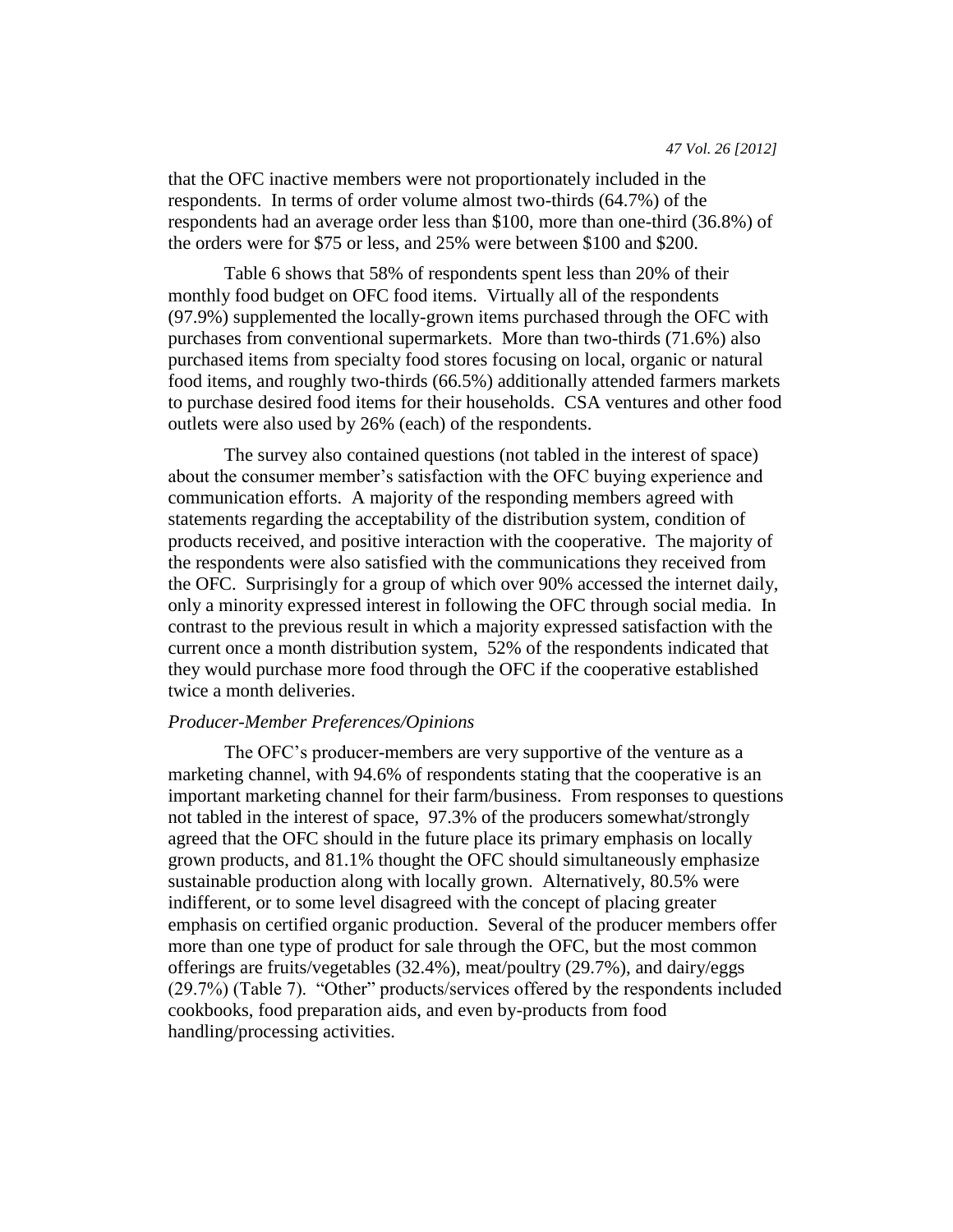that the OFC inactive members were not proportionately included in the respondents. In terms of order volume almost two-thirds (64.7%) of the respondents had an average order less than $100, more than one-third (36.8%) of the orders were for $75 or less, and 25% were between $100 and $200.

Table 6 shows that 58% of respondents spent less than 20% of their monthly food budget on OFC food items. Virtually all of the respondents (97.9%) supplemented the locally-grown items purchased through the OFC with purchases from conventional supermarkets. More than two-thirds (71.6%) also purchased items from specialty food stores focusing on local, organic or natural food items, and roughly two-thirds (66.5%) additionally attended farmers markets to purchase desired food items for their households. CSA ventures and other food outlets were also used by 26% (each) of the respondents.

The survey also contained questions (not tabled in the interest of space) about the consumer member's satisfaction with the OFC buying experience and communication efforts. A majority of the responding members agreed with statements regarding the acceptability of the distribution system, condition of products received, and positive interaction with the cooperative. The majority of the respondents were also satisfied with the communications they received from the OFC. Surprisingly for a group of which over 90% accessed the internet daily, only a minority expressed interest in following the OFC through social media. In contrast to the previous result in which a majority expressed satisfaction with the current once a month distribution system, 52% of the respondents indicated that they would purchase more food through the OFC if the cooperative established twice a month deliveries.

*Producer-Member Preferences/Opinions*

The OFC's producer-members are very supportive of the venture as a marketing channel, with 94.6% of respondents stating that the cooperative is an important marketing channel for their farm/business. From responses to questions not tabled in the interest of space, 97.3% of the producers somewhat/strongly agreed that the OFC should in the future place its primary emphasis on locally grown products, and 81.1% thought the OFC should simultaneously emphasize sustainable production along with locally grown. Alternatively, 80.5% were indifferent, or to some level disagreed with the concept of placing greater emphasis on certified organic production. Several of the producer members offer more than one type of product for sale through the OFC, but the most common offerings are fruits/vegetables (32.4%), meat/poultry (29.7%), and dairy/eggs (29.7%) (Table 7). "Other" products/services offered by the respondents included cookbooks, food preparation aids, and even by-products from food handling/processing activities.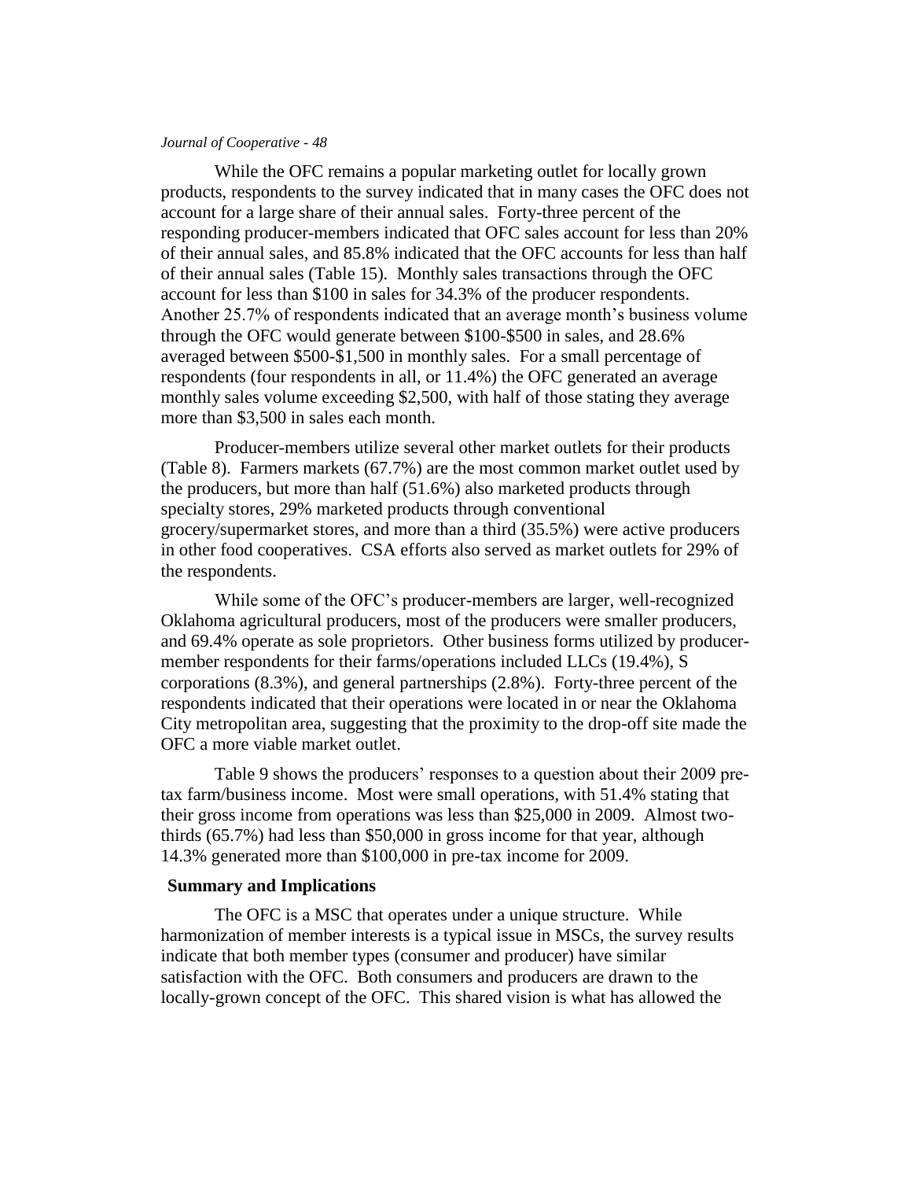While the OFC remains a popular marketing outlet for locally grown products, respondents to the survey indicated that in many cases the OFC does not account for a large share of their annual sales. Forty-three percent of the responding producer-members indicated that OFC sales account for less than 20% of their annual sales, and 85.8% indicated that the OFC accounts for less than half of their annual sales (Table 15). Monthly sales transactions through the OFC account for less than $100 in sales for 34.3% of the producer respondents. Another 25.7% of respondents indicated that an average month's business volume through the OFC would generate between $100-$500 in sales, and 28.6% averaged between $500-$1,500 in monthly sales. For a small percentage of respondents (four respondents in all, or 11.4%) the OFC generated an average monthly sales volume exceeding $2,500, with half of those stating they average more than $3,500 in sales each month.

Producer-members utilize several other market outlets for their products (Table 8). Farmers markets (67.7%) are the most common market outlet used by the producers, but more than half (51.6%) also marketed products through specialty stores, 29% marketed products through conventional grocery/supermarket stores, and more than a third (35.5%) were active producers in other food cooperatives. CSA efforts also served as market outlets for 29% of the respondents.

While some of the OFC's producer-members are larger, well-recognized Oklahoma agricultural producers, most of the producers were smaller producers, and 69.4% operate as sole proprietors. Other business forms utilized by producer-member respondents for their farms/operations included LLCs (19.4%), S corporations (8.3%), and general partnerships (2.8%). Forty-three percent of the respondents indicated that their operations were located in or near the Oklahoma City metropolitan area, suggesting that the proximity to the drop-off site made the OFC a more viable market outlet.

Table 9 shows the producers' responses to a question about their 2009 pre-tax farm/business income. Most were small operations, with 51.4% stating that their gross income from operations was less than $25,000 in 2009. Almost two-thirds (65.7%) had less than $50,000 in gross income for that year, although 14.3% generated more than $100,000 in pre-tax income for 2009.

## Summary and Implications

The OFC is a MSC that operates under a unique structure. While harmonization of member interests is a typical issue in MSCs, the survey results indicate that both member types (consumer and producer) have similar satisfaction with the OFC. Both consumers and producers are drawn to the locally-grown concept of the OFC. This shared vision is what has allowed the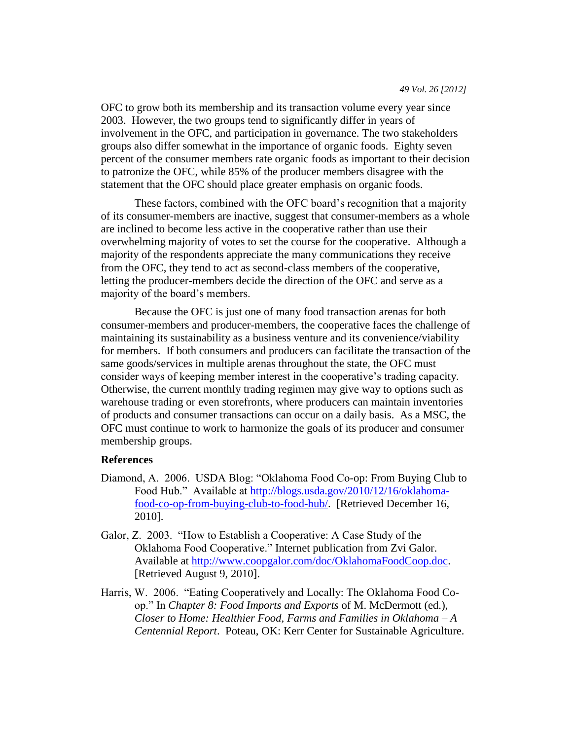OFC to grow both its membership and its transaction volume every year since 2003. However, the two groups tend to significantly differ in years of involvement in the OFC, and participation in governance. The two stakeholders groups also differ somewhat in the importance of organic foods. Eighty seven percent of the consumer members rate organic foods as important to their decision to patronize the OFC, while 85% of the producer members disagree with the statement that the OFC should place greater emphasis on organic foods.

These factors, combined with the OFC board's recognition that a majority of its consumer-members are inactive, suggest that consumer-members as a whole are inclined to become less active in the cooperative rather than use their overwhelming majority of votes to set the course for the cooperative. Although a majority of the respondents appreciate the many communications they receive from the OFC, they tend to act as second-class members of the cooperative, letting the producer-members decide the direction of the OFC and serve as a majority of the board's members.

Because the OFC is just one of many food transaction arenas for both consumer-members and producer-members, the cooperative faces the challenge of maintaining its sustainability as a business venture and its convenience/viability for members. If both consumers and producers can facilitate the transaction of the same goods/services in multiple arenas throughout the state, the OFC must consider ways of keeping member interest in the cooperative's trading capacity. Otherwise, the current monthly trading regimen may give way to options such as warehouse trading or even storefronts, where producers can maintain inventories of products and consumer transactions can occur on a daily basis. As a MSC, the OFC must continue to work to harmonize the goals of its producer and consumer membership groups.

**References**

Diamond, A. 2006. USDA Blog: "Oklahoma Food Co-op: From Buying Club to Food Hub." Available at http://blogs.usda.gov/2010/12/16/oklahoma-food-co-op-from-buying-club-to-food-hub/. [Retrieved December 16, 2010].

Galor, Z. 2003. "How to Establish a Cooperative: A Case Study of the Oklahoma Food Cooperative." Internet publication from Zvi Galor. Available at http://www.coopgalor.com/doc/OklahomaFoodCoop.doc. [Retrieved August 9, 2010].

Harris, W. 2006. "Eating Cooperatively and Locally: The Oklahoma Food Co-op." In *Chapter 8: Food Imports and Exports* of M. McDermott (ed.), *Closer to Home: Healthier Food, Farms and Families in Oklahoma – A Centennial Report*. Poteau, OK: Kerr Center for Sustainable Agriculture.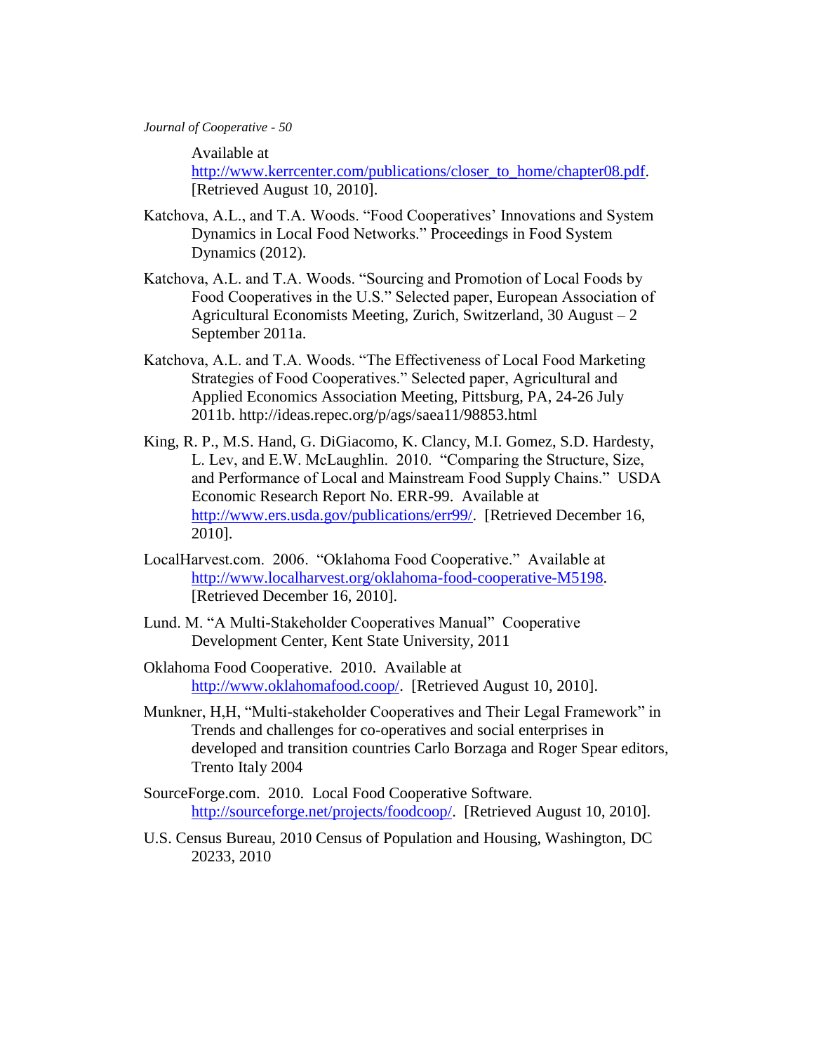Available at http://www.kerrcenter.com/publications/closer_to_home/chapter08.pdf. [Retrieved August 10, 2010].

Katchova, A.L., and T.A. Woods. "Food Cooperatives' Innovations and System Dynamics in Local Food Networks." Proceedings in Food System Dynamics (2012).

Katchova, A.L. and T.A. Woods. "Sourcing and Promotion of Local Foods by Food Cooperatives in the U.S." Selected paper, European Association of Agricultural Economists Meeting, Zurich, Switzerland, 30 August – 2 September 2011a.

Katchova, A.L. and T.A. Woods. "The Effectiveness of Local Food Marketing Strategies of Food Cooperatives." Selected paper, Agricultural and Applied Economics Association Meeting, Pittsburg, PA, 24-26 July 2011b. http://ideas.repec.org/p/ags/saea11/98853.html

King, R. P., M.S. Hand, G. DiGiacomo, K. Clancy, M.I. Gomez, S.D. Hardesty, L. Lev, and E.W. McLaughlin. 2010. "Comparing the Structure, Size, and Performance of Local and Mainstream Food Supply Chains." USDA Economic Research Report No. ERR-99. Available at http://www.ers.usda.gov/publications/err99/. [Retrieved December 16, 2010].

LocalHarvest.com. 2006. "Oklahoma Food Cooperative." Available at http://www.localharvest.org/oklahoma-food-cooperative-M5198. [Retrieved December 16, 2010].

Lund. M. "A Multi-Stakeholder Cooperatives Manual" Cooperative Development Center, Kent State University, 2011

Oklahoma Food Cooperative. 2010. Available at http://www.oklahomafood.coop/. [Retrieved August 10, 2010].

Munkner, H,H, "Multi-stakeholder Cooperatives and Their Legal Framework" in Trends and challenges for co-operatives and social enterprises in developed and transition countries Carlo Borzaga and Roger Spear editors, Trento Italy 2004

SourceForge.com. 2010. Local Food Cooperative Software. http://sourceforge.net/projects/foodcoop/. [Retrieved August 10, 2010].

U.S. Census Bureau, 2010 Census of Population and Housing, Washington, DC 20233, 2010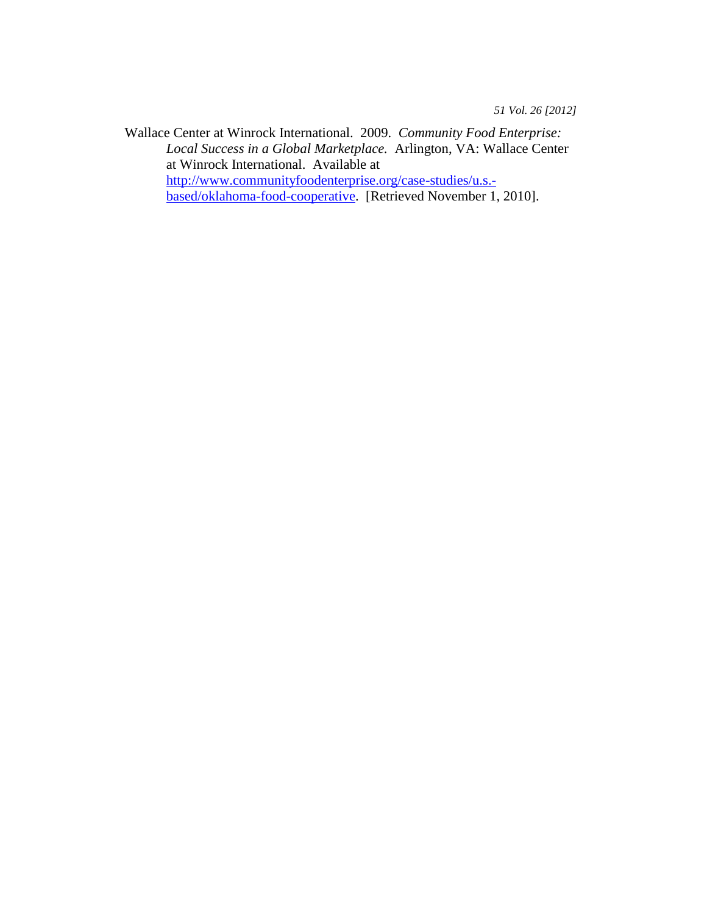Wallace Center at Winrock International. 2009. *Community Food Enterprise: Local Success in a Global Marketplace.* Arlington, VA: Wallace Center at Winrock International. Available at http://www.communityfoodenterprise.org/case-studies/u.s.-based/oklahoma-food-cooperative. [Retrieved November 1, 2010].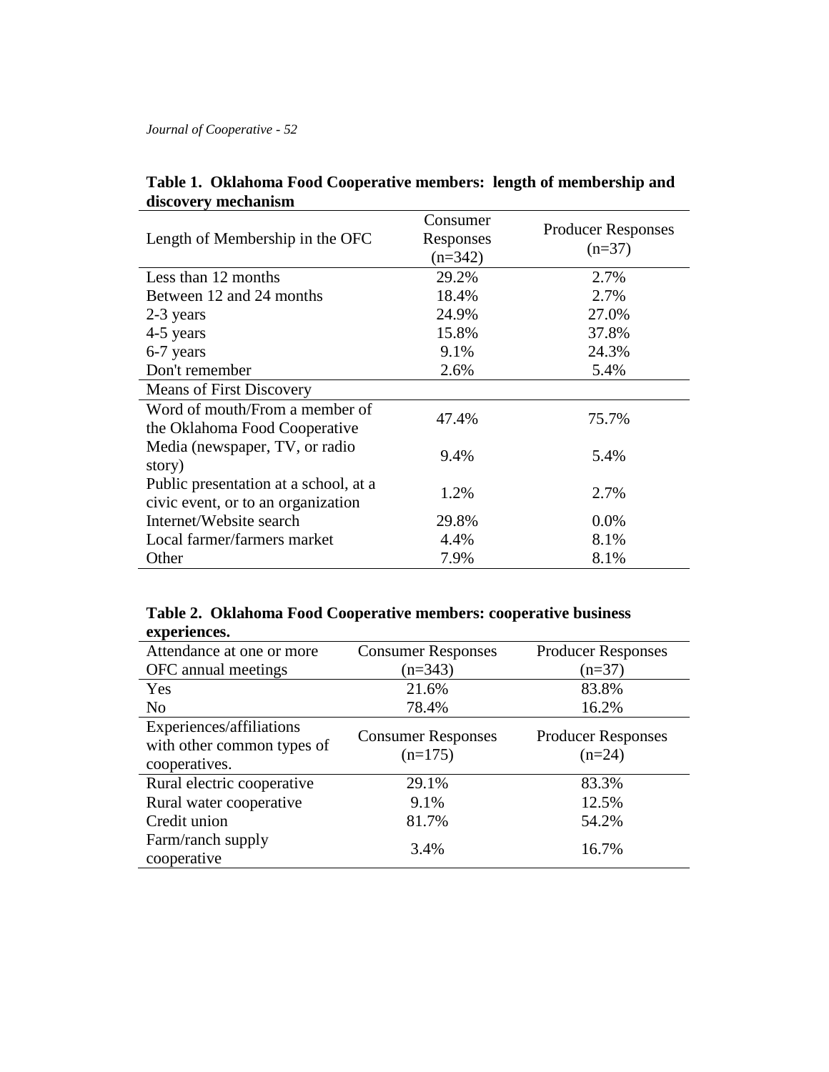**Table 1. Oklahoma Food Cooperative members: length of membership and discovery mechanism**

| Length of Membership in the OFC | Consumer Responses (n=342) | Producer Responses (n=37) |
|---|---|---|
| Less than 12 months | 29.2% | 2.7% |
| Between 12 and 24 months | 18.4% | 2.7% |
| 2-3 years | 24.9% | 27.0% |
| 4-5 years | 15.8% | 37.8% |
| 6-7 years | 9.1% | 24.3% |
| Don't remember | 2.6% | 5.4% |
| **Means of First Discovery** | | |
| Word of mouth/From a member of the Oklahoma Food Cooperative | 47.4% | 75.7% |
| Media (newspaper, TV, or radio story) | 9.4% | 5.4% |
| Public presentation at a school, at a civic event, or to an organization | 1.2% | 2.7% |
| Internet/Website search | 29.8% | 0.0% |
| Local farmer/farmers market | 4.4% | 8.1% |
| Other | 7.9% | 8.1% |

**Table 2. Oklahoma Food Cooperative members: cooperative business experiences.**

| Attendance at one or more OFC annual meetings | Consumer Responses (n=343) | Producer Responses (n=37) |
|---|---|---|
| Yes | 21.6% | 83.8% |
| No | 78.4% | 16.2% |
| **Experiences/affiliations with other common types of cooperatives.** | **Consumer Responses (n=175)** | **Producer Responses (n=24)** |
| Rural electric cooperative | 29.1% | 83.3% |
| Rural water cooperative | 9.1% | 12.5% |
| Credit union | 81.7% | 54.2% |
| Farm/ranch supply cooperative | 3.4% | 16.7% |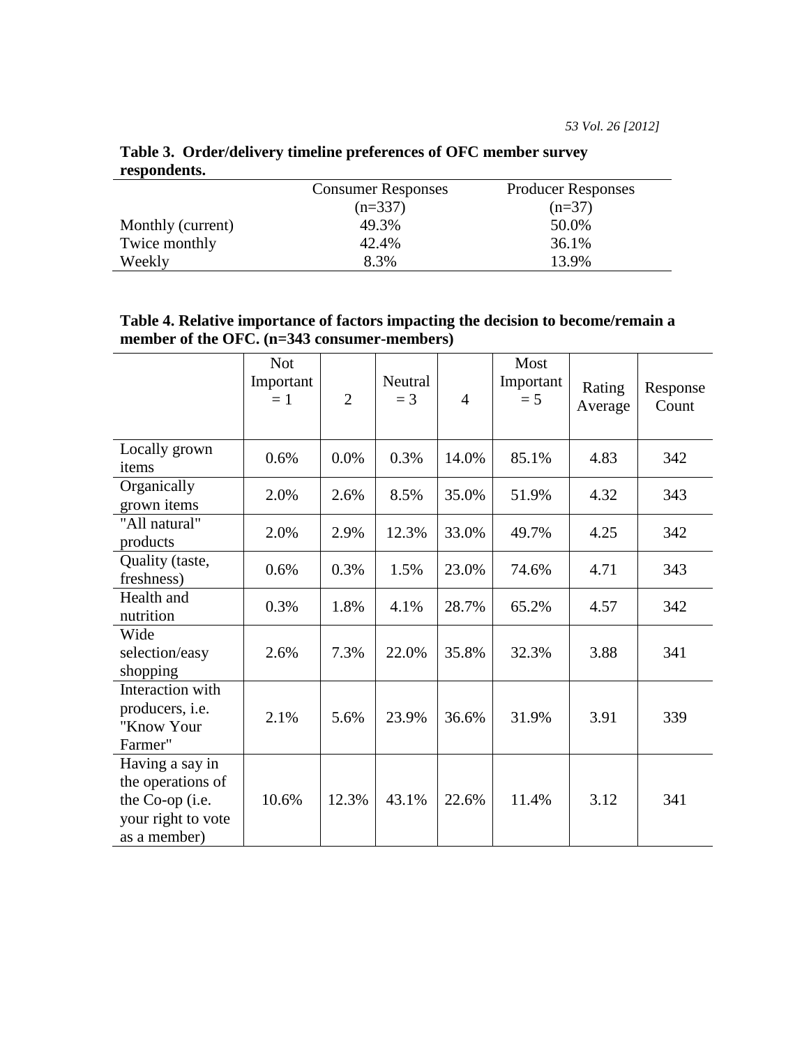**Table 3. Order/delivery timeline preferences of OFC member survey respondents.**

| | Consumer Responses (n=337) | Producer Responses (n=37) |
|---|---|---|
| Monthly (current) | 49.3% | 50.0% |
| Twice monthly | 42.4% | 36.1% |
| Weekly | 8.3% | 13.9% |

**Table 4. Relative importance of factors impacting the decision to become/remain a member of the OFC. (n=343 consumer-members)**

| | Not Important = 1 | 2 | Neutral = 3 | 4 | Most Important = 5 | Rating Average | Response Count |
|---|---|---|---|---|---|---|---|
| Locally grown items | 0.6% | 0.0% | 0.3% | 14.0% | 85.1% | 4.83 | 342 |
| Organically grown items | 2.0% | 2.6% | 8.5% | 35.0% | 51.9% | 4.32 | 343 |
| "All natural" products | 2.0% | 2.9% | 12.3% | 33.0% | 49.7% | 4.25 | 342 |
| Quality (taste, freshness) | 0.6% | 0.3% | 1.5% | 23.0% | 74.6% | 4.71 | 343 |
| Health and nutrition | 0.3% | 1.8% | 4.1% | 28.7% | 65.2% | 4.57 | 342 |
| Wide selection/easy shopping | 2.6% | 7.3% | 22.0% | 35.8% | 32.3% | 3.88 | 341 |
| Interaction with producers, i.e. "Know Your Farmer" | 2.1% | 5.6% | 23.9% | 36.6% | 31.9% | 3.91 | 339 |
| Having a say in the operations of the Co-op (i.e. your right to vote as a member) | 10.6% | 12.3% | 43.1% | 22.6% | 11.4% | 3.12 | 341 |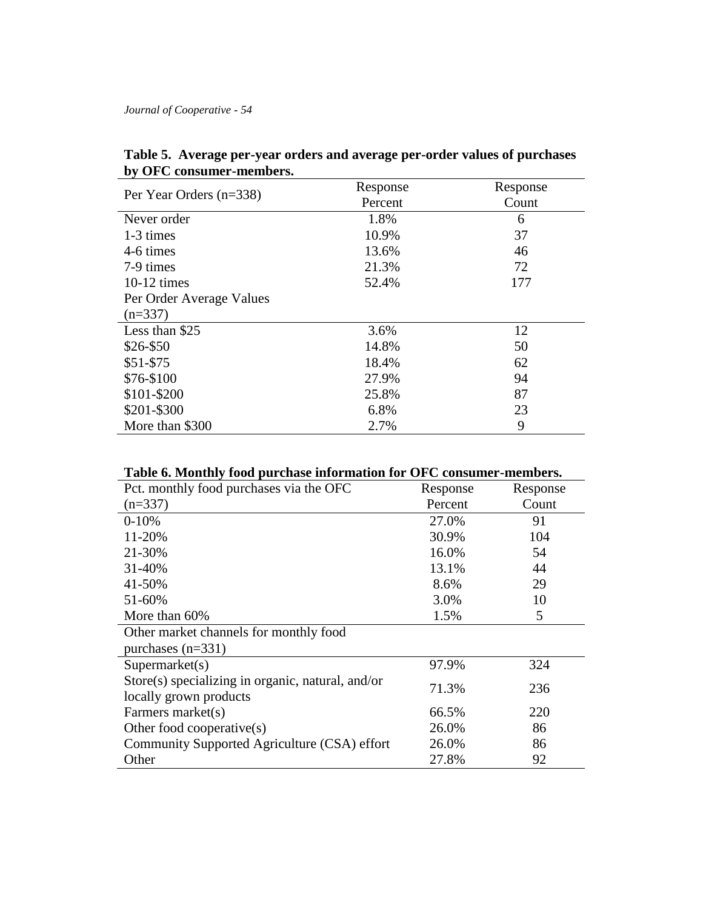**Table 5. Average per-year orders and average per-order values of purchases by OFC consumer-members.**

| Per Year Orders (n=338) | Response Percent | Response Count |
|---|---|---|
| Never order | 1.8% | 6 |
| 1-3 times | 10.9% | 37 |
| 4-6 times | 13.6% | 46 |
| 7-9 times | 21.3% | 72 |
| 10-12 times | 52.4% | 177 |
| Per Order Average Values (n=337) | | |
| Less than $25 | 3.6% | 12 |
| $26-$50 | 14.8% | 50 |
| $51-$75 | 18.4% | 62 |
| $76-$100 | 27.9% | 94 |
| $101-$200 | 25.8% | 87 |
| $201-$300 | 6.8% | 23 |
| More than $300 | 2.7% | 9 |

**Table 6. Monthly food purchase information for OFC consumer-members.**

| Pct. monthly food purchases via the OFC (n=337) | Response Percent | Response Count |
|---|---|---|
| 0-10% | 27.0% | 91 |
| 11-20% | 30.9% | 104 |
| 21-30% | 16.0% | 54 |
| 31-40% | 13.1% | 44 |
| 41-50% | 8.6% | 29 |
| 51-60% | 3.0% | 10 |
| More than 60% | 1.5% | 5 |
| Other market channels for monthly food purchases (n=331) | | |
| Supermarket(s) | 97.9% | 324 |
| Store(s) specializing in organic, natural, and/or locally grown products | 71.3% | 236 |
| Farmers market(s) | 66.5% | 220 |
| Other food cooperative(s) | 26.0% | 86 |
| Community Supported Agriculture (CSA) effort | 26.0% | 86 |
| Other | 27.8% | 92 |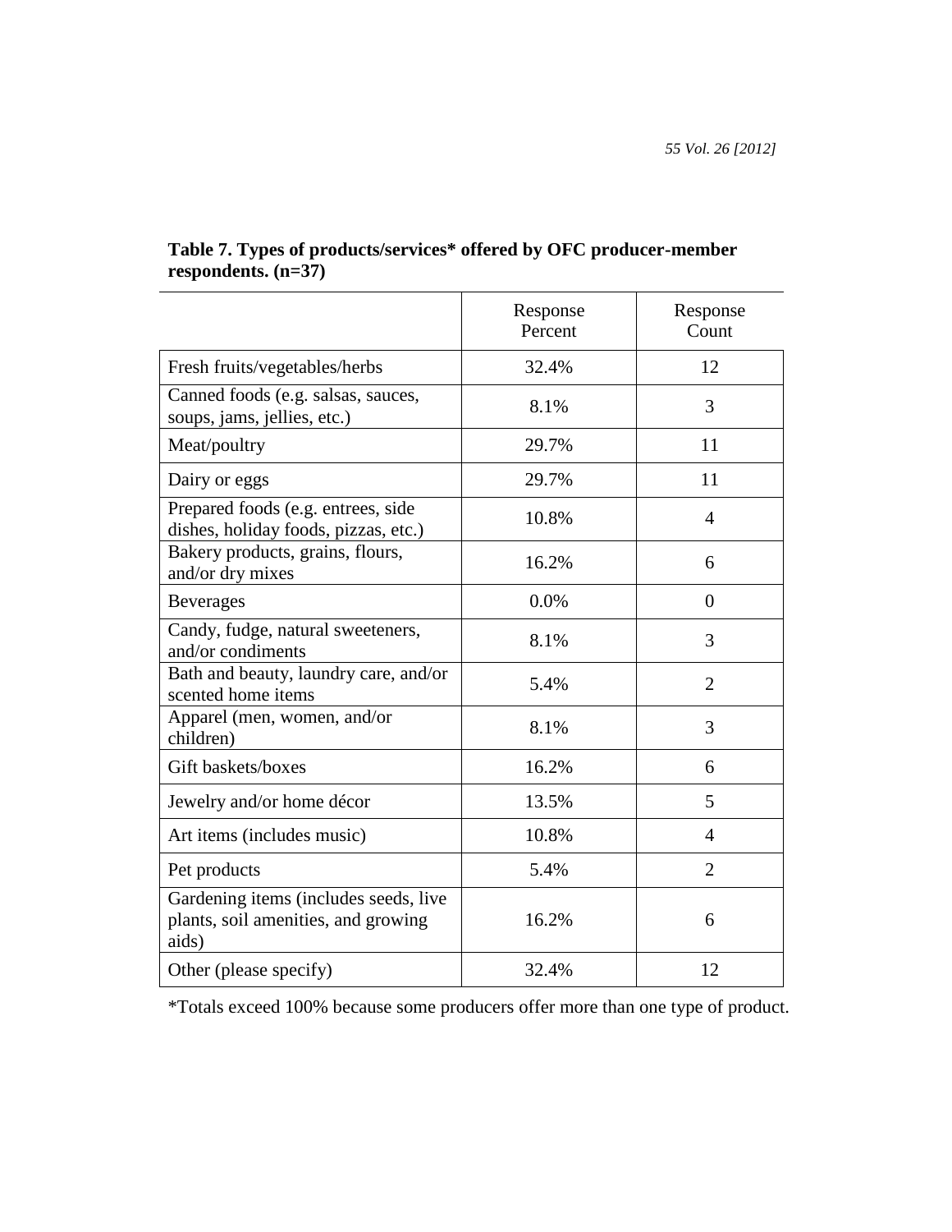**Table 7. Types of products/services* offered by OFC producer-member respondents. (n=37)**

| | Response Percent | Response Count |
|---|---|---|
| Fresh fruits/vegetables/herbs | 32.4% | 12 |
| Canned foods (e.g. salsas, sauces, soups, jams, jellies, etc.) | 8.1% | 3 |
| Meat/poultry | 29.7% | 11 |
| Dairy or eggs | 29.7% | 11 |
| Prepared foods (e.g. entrees, side dishes, holiday foods, pizzas, etc.) | 10.8% | 4 |
| Bakery products, grains, flours, and/or dry mixes | 16.2% | 6 |
| Beverages | 0.0% | 0 |
| Candy, fudge, natural sweeteners, and/or condiments | 8.1% | 3 |
| Bath and beauty, laundry care, and/or scented home items | 5.4% | 2 |
| Apparel (men, women, and/or children) | 8.1% | 3 |
| Gift baskets/boxes | 16.2% | 6 |
| Jewelry and/or home décor | 13.5% | 5 |
| Art items (includes music) | 10.8% | 4 |
| Pet products | 5.4% | 2 |
| Gardening items (includes seeds, live plants, soil amenities, and growing aids) | 16.2% | 6 |
| Other (please specify) | 32.4% | 12 |

*Totals exceed 100% because some producers offer more than one type of product.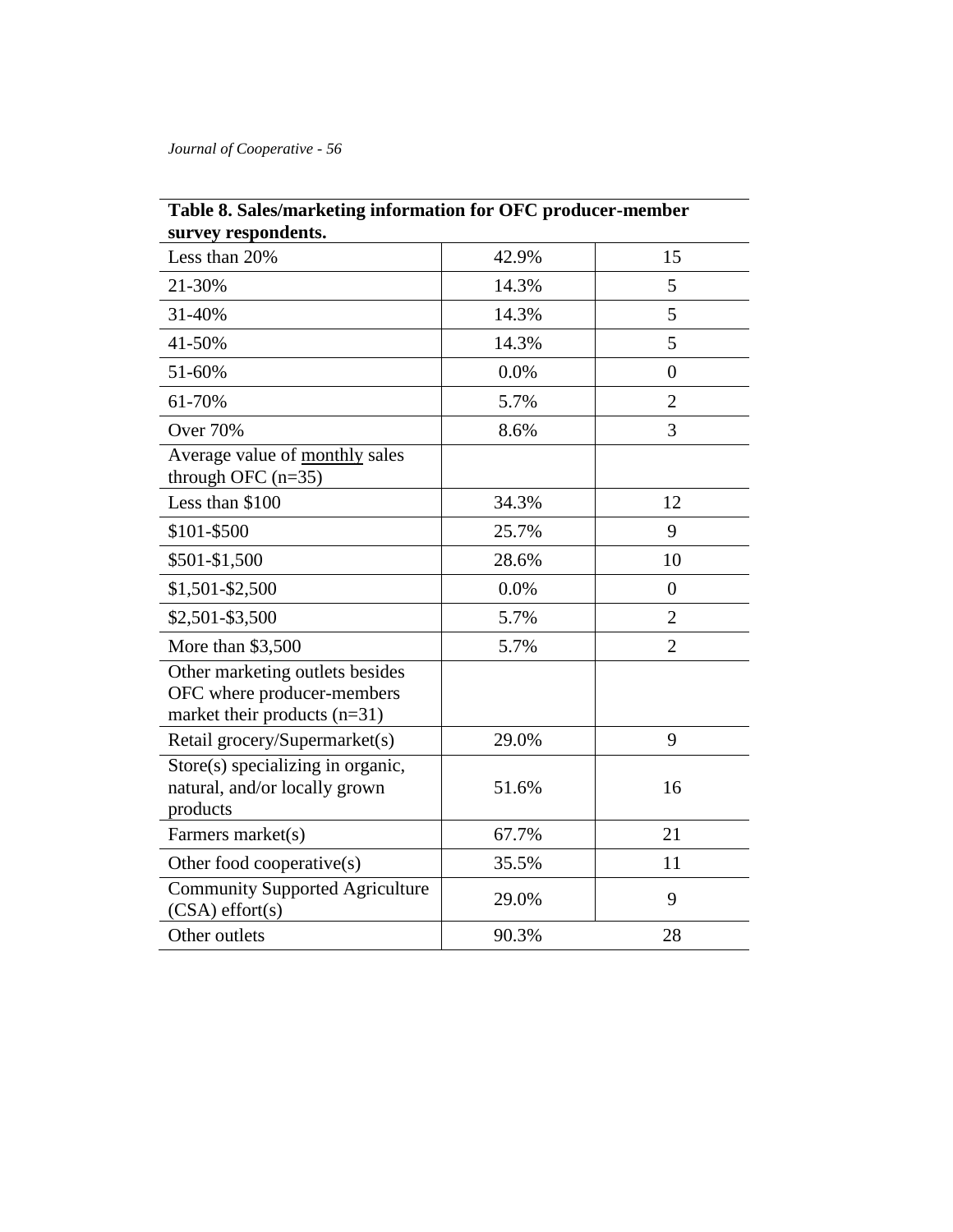**Table 8. Sales/marketing information for OFC producer-member survey respondents.**

| | | |
|---|---|---|
| Less than 20% | 42.9% | 15 |
| 21-30% | 14.3% | 5 |
| 31-40% | 14.3% | 5 |
| 41-50% | 14.3% | 5 |
| 51-60% | 0.0% | 0 |
| 61-70% | 5.7% | 2 |
| Over 70% | 8.6% | 3 |
| Average value of <u>monthly</u> sales through OFC (n=35) | | |
| Less than $100 | 34.3% | 12 |
| $101-$500 | 25.7% | 9 |
| $501-$1,500 | 28.6% | 10 |
| $1,501-$2,500 | 0.0% | 0 |
| $2,501-$3,500 | 5.7% | 2 |
| More than $3,500 | 5.7% | 2 |
| Other marketing outlets besides OFC where producer-members market their products (n=31) | | |
| Retail grocery/Supermarket(s) | 29.0% | 9 |
| Store(s) specializing in organic, natural, and/or locally grown products | 51.6% | 16 |
| Farmers market(s) | 67.7% | 21 |
| Other food cooperative(s) | 35.5% | 11 |
| Community Supported Agriculture (CSA) effort(s) | 29.0% | 9 |
| Other outlets | 90.3% | 28 |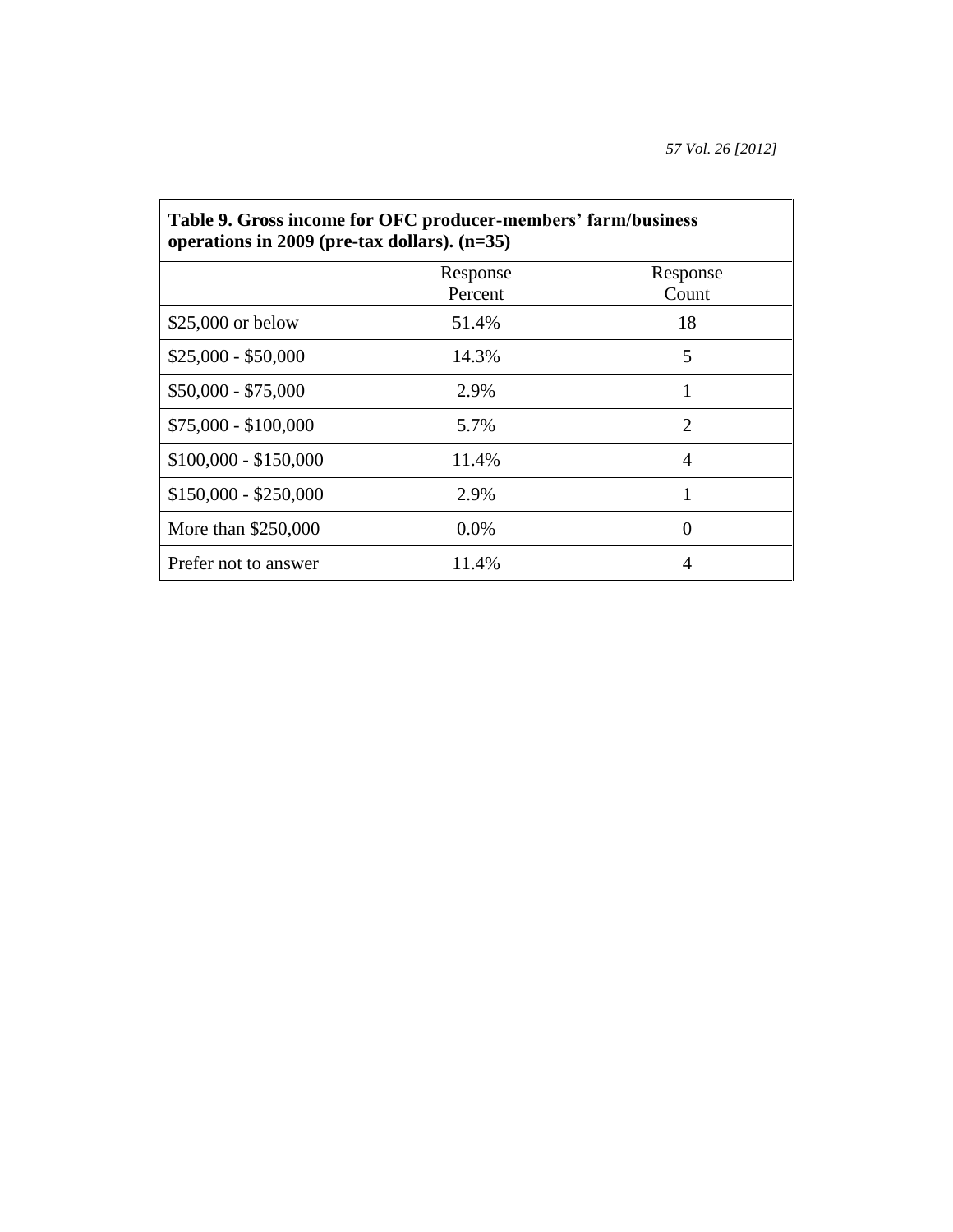**Table 9. Gross income for OFC producer-members' farm/business operations in 2009 (pre-tax dollars). (n=35)**

| | Response Percent | Response Count |
|---|---|---|
| $25,000 or below | 51.4% | 18 |
| $25,000 - $50,000 | 14.3% | 5 |
| $50,000 - $75,000 | 2.9% | 1 |
| $75,000 - $100,000 | 5.7% | 2 |
| $100,000 - $150,000 | 11.4% | 4 |
| $150,000 - $250,000 | 2.9% | 1 |
| More than $250,000 | 0.0% | 0 |
| Prefer not to answer | 11.4% | 4 |